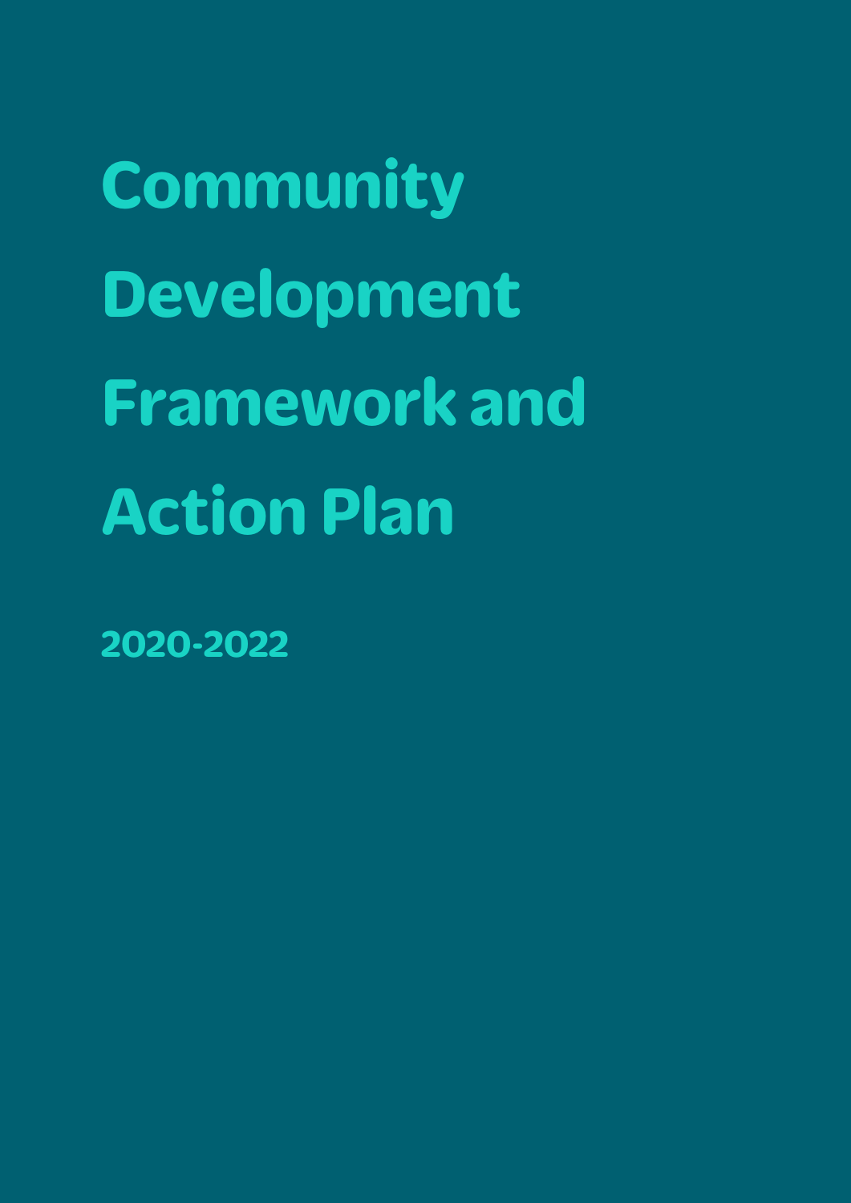# Community Development Framework and Action Plan

2020-2022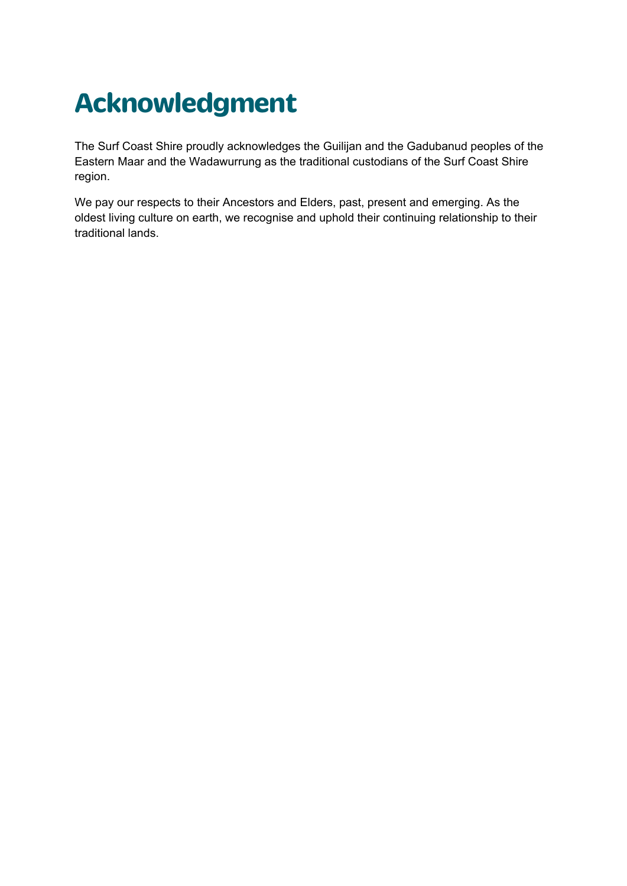# Acknowledgment

The Surf Coast Shire proudly acknowledges the Guilijan and the Gadubanud peoples of the Eastern Maar and the Wadawurrung as the traditional custodians of the Surf Coast Shire region.

We pay our respects to their Ancestors and Elders, past, present and emerging. As the oldest living culture on earth, we recognise and uphold their continuing relationship to their traditional lands.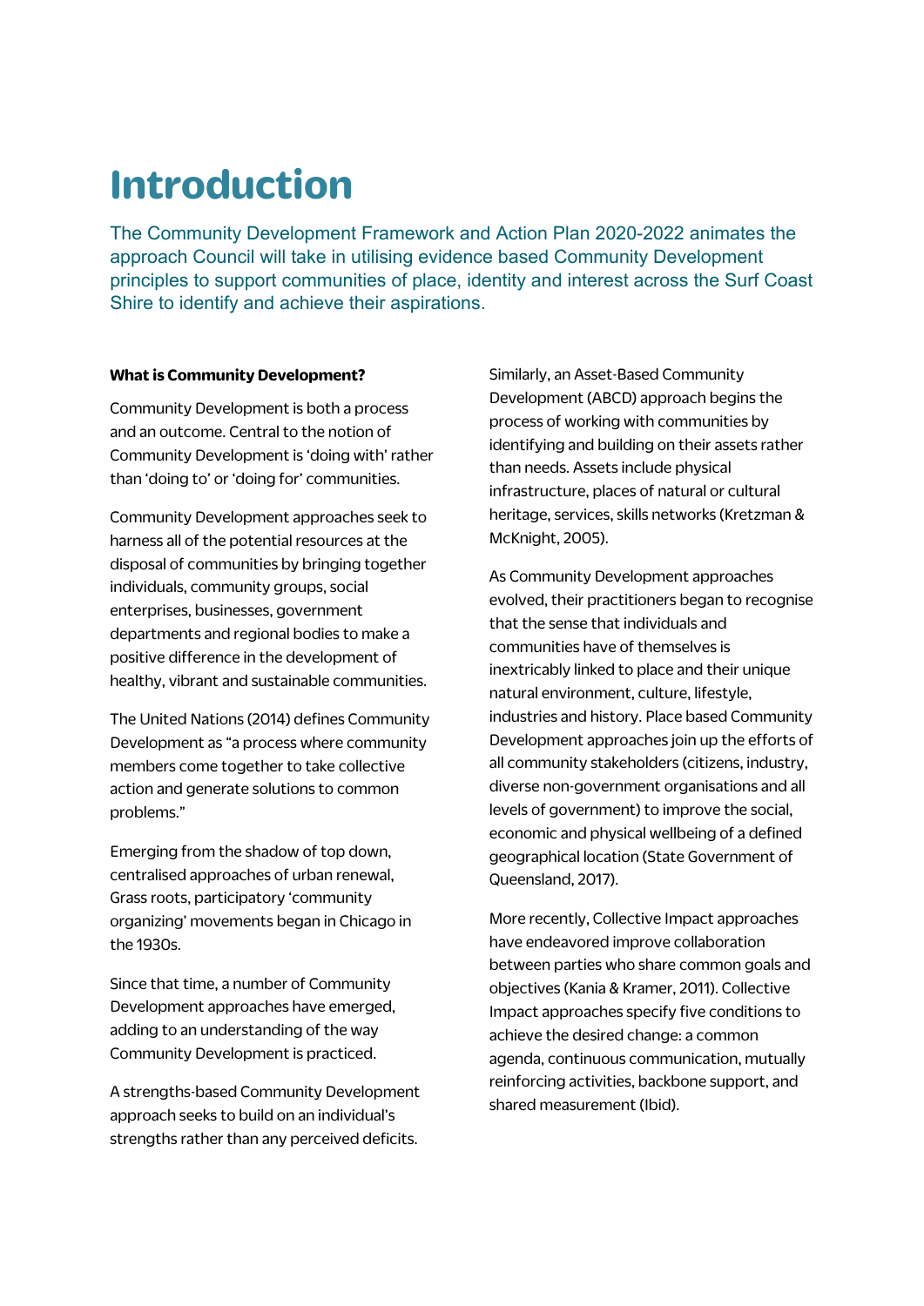# Introduction

The Community Development Framework and Action Plan 2020-2022 animates the approach Council will take in utilising evidence based Community Development principles to support communities of place, identity and interest across the Surf Coast Shire to identify and achieve their aspirations.

**What is Community Development?**

Community Development is both a process and an outcome. Central to the notion of Community Development is 'doing with' rather than 'doing to' or 'doing for' communities.

Community Development approaches seek to harness all of the potential resources at the disposal of communities by bringing together individuals, community groups, social enterprises, businesses, government departments and regional bodies to make a positive difference in the development of healthy, vibrant and sustainable communities.

The United Nations (2014) defines Community Development as "a process where community members come together to take collective action and generate solutions to common problems."

Emerging from the shadow of top down, centralised approaches of urban renewal, Grass roots, participatory 'community organizing' movements began in Chicago in the 1930s.

Since that time, a number of Community Development approaches have emerged, adding to an understanding of the way Community Development is practiced.

A strengths-based Community Development approach seeks to build on an individual's strengths rather than any perceived deficits.

Similarly, an Asset-Based Community Development (ABCD) approach begins the process of working with communities by identifying and building on their assets rather than needs. Assets include physical infrastructure, places of natural or cultural heritage, services, skills networks (Kretzman & McKnight, 2005).

As Community Development approaches evolved, their practitioners began to recognise that the sense that individuals and communities have of themselves is inextricably linked to place and their unique natural environment, culture, lifestyle, industries and history. Place based Community Development approaches join up the efforts of all community stakeholders (citizens, industry, diverse non-government organisations and all levels of government) to improve the social, economic and physical wellbeing of a defined geographical location (State Government of Queensland, 2017).

More recently, Collective Impact approaches have endeavored improve collaboration between parties who share common goals and objectives (Kania & Kramer, 2011). Collective Impact approaches specify five conditions to achieve the desired change: a common agenda, continuous communication, mutually reinforcing activities, backbone support, and shared measurement (Ibid).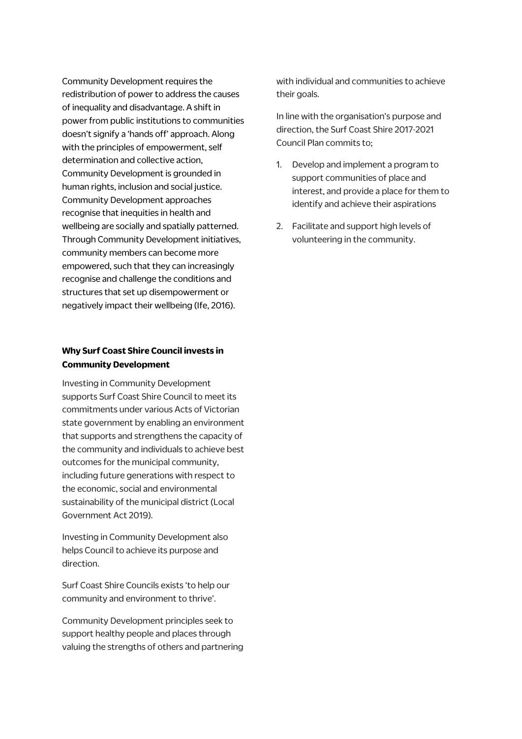Community Development requires the redistribution of power to address the causes of inequality and disadvantage. A shift in power from public institutions to communities doesn't signify a 'hands off' approach. Along with the principles of empowerment, self determination and collective action, Community Development is grounded in human rights, inclusion and social justice. Community Development approaches recognise that inequities in health and wellbeing are socially and spatially patterned. Through Community Development initiatives, community members can become more empowered, such that they can increasingly recognise and challenge the conditions and structures that set up disempowerment or negatively impact their wellbeing (Ife, 2016).

**Why Surf Coast Shire Council invests in Community Development**

Investing in Community Development supports Surf Coast Shire Council to meet its commitments under various Acts of Victorian state government by enabling an environment that supports and strengthens the capacity of the community and individuals to achieve best outcomes for the municipal community, including future generations with respect to the economic, social and environmental sustainability of the municipal district (Local Government Act 2019).

Investing in Community Development also helps Council to achieve its purpose and direction.

Surf Coast Shire Councils exists 'to help our community and environment to thrive'.

Community Development principles seek to support healthy people and places through valuing the strengths of others and partnering with individual and communities to achieve their goals.

In line with the organisation's purpose and direction, the Surf Coast Shire 2017-2021 Council Plan commits to;

1. Develop and implement a program to support communities of place and interest, and provide a place for them to identify and achieve their aspirations
2. Facilitate and support high levels of volunteering in the community.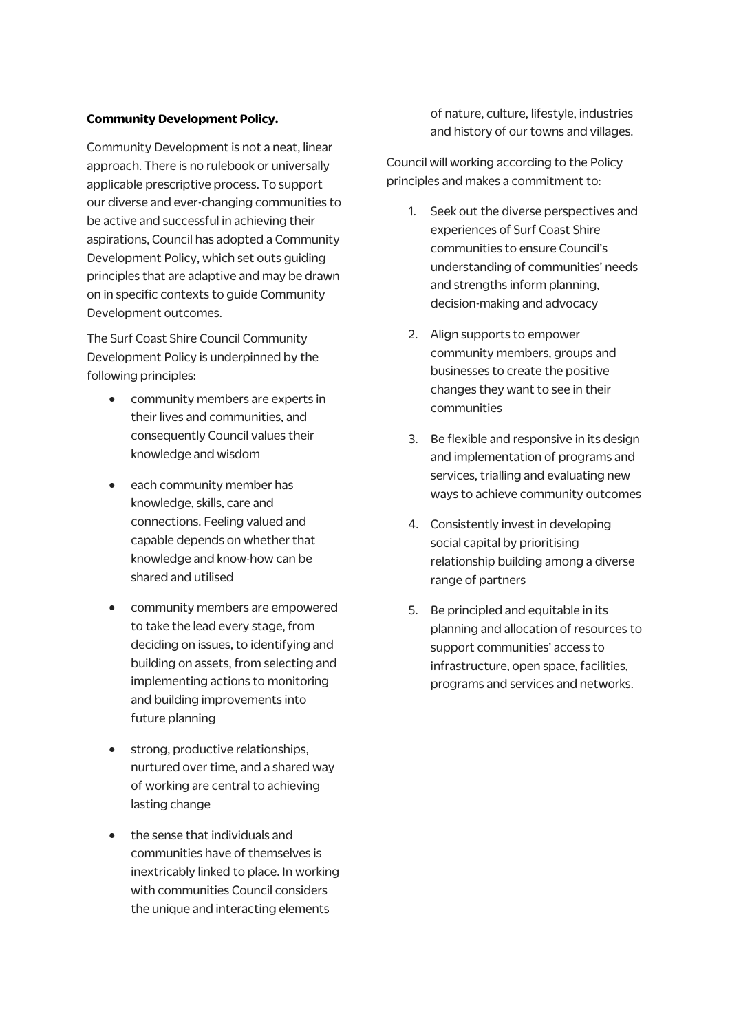**Community Development Policy.**

Community Development is not a neat, linear approach. There is no rulebook or universally applicable prescriptive process. To support our diverse and ever-changing communities to be active and successful in achieving their aspirations, Council has adopted a Community Development Policy, which set outs guiding principles that are adaptive and may be drawn on in specific contexts to guide Community Development outcomes.

The Surf Coast Shire Council Community Development Policy is underpinned by the following principles:

- community members are experts in their lives and communities, and consequently Council values their knowledge and wisdom
- each community member has knowledge, skills, care and connections. Feeling valued and capable depends on whether that knowledge and know-how can be shared and utilised
- community members are empowered to take the lead every stage, from deciding on issues, to identifying and building on assets, from selecting and implementing actions to monitoring and building improvements into future planning
- strong, productive relationships, nurtured over time, and a shared way of working are central to achieving lasting change
- the sense that individuals and communities have of themselves is inextricably linked to place. In working with communities Council considers the unique and interacting elements of nature, culture, lifestyle, industries and history of our towns and villages.

Council will working according to the Policy principles and makes a commitment to:

1. Seek out the diverse perspectives and experiences of Surf Coast Shire communities to ensure Council's understanding of communities' needs and strengths inform planning, decision-making and advocacy
2. Align supports to empower community members, groups and businesses to create the positive changes they want to see in their communities
3. Be flexible and responsive in its design and implementation of programs and services, trialling and evaluating new ways to achieve community outcomes
4. Consistently invest in developing social capital by prioritising relationship building among a diverse range of partners
5. Be principled and equitable in its planning and allocation of resources to support communities' access to infrastructure, open space, facilities, programs and services and networks.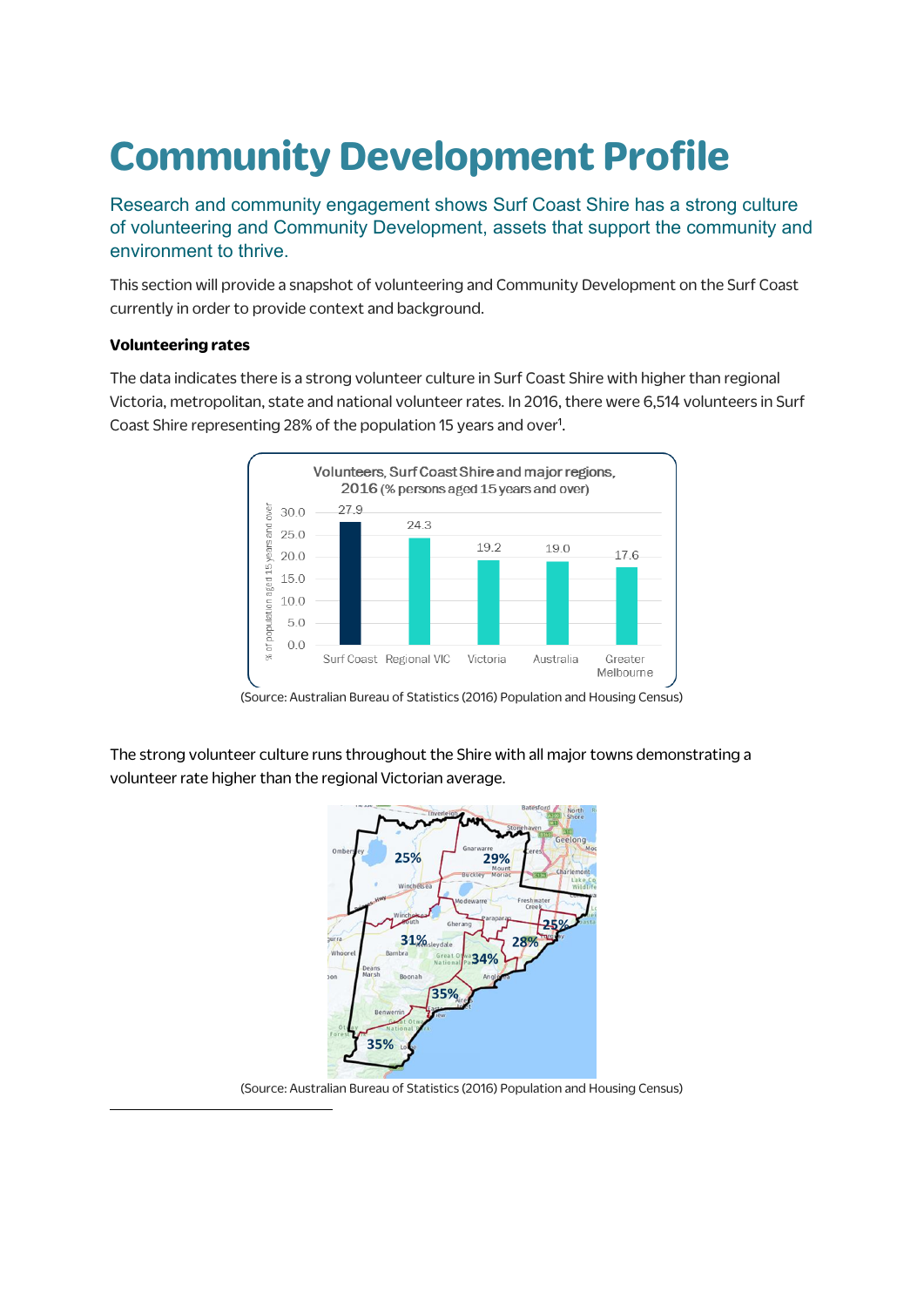# Community Development Profile

Research and community engagement shows Surf Coast Shire has a strong culture of volunteering and Community Development, assets that support the community and environment to thrive.

This section will provide a snapshot of volunteering and Community Development on the Surf Coast currently in order to provide context and background.

**Volunteering rates**

The data indicates there is a strong volunteer culture in Surf Coast Shire with higher than regional Victoria, metropolitan, state and national volunteer rates. In 2016, there were 6,514 volunteers in Surf Coast Shire representing 28% of the population 15 years and over[1].

Volunteers, Surf Coast Shire and major regions, 2016 (% persons aged 15 years and over)

| Region | % of population aged 15 years and over |
| --- | --- |
| Surf Coast | 27.9 |
| Regional VIC | 24.3 |
| Victoria | 19.2 |
| Australia | 19.0 |
| Greater Melbourne | 17.6 |

(Source: Australian Bureau of Statistics (2016) Population and Housing Census)

The strong volunteer culture runs throughout the Shire with all major towns demonstrating a volunteer rate higher than the regional Victorian average.

(Source: Australian Bureau of Statistics (2016) Population and Housing Census)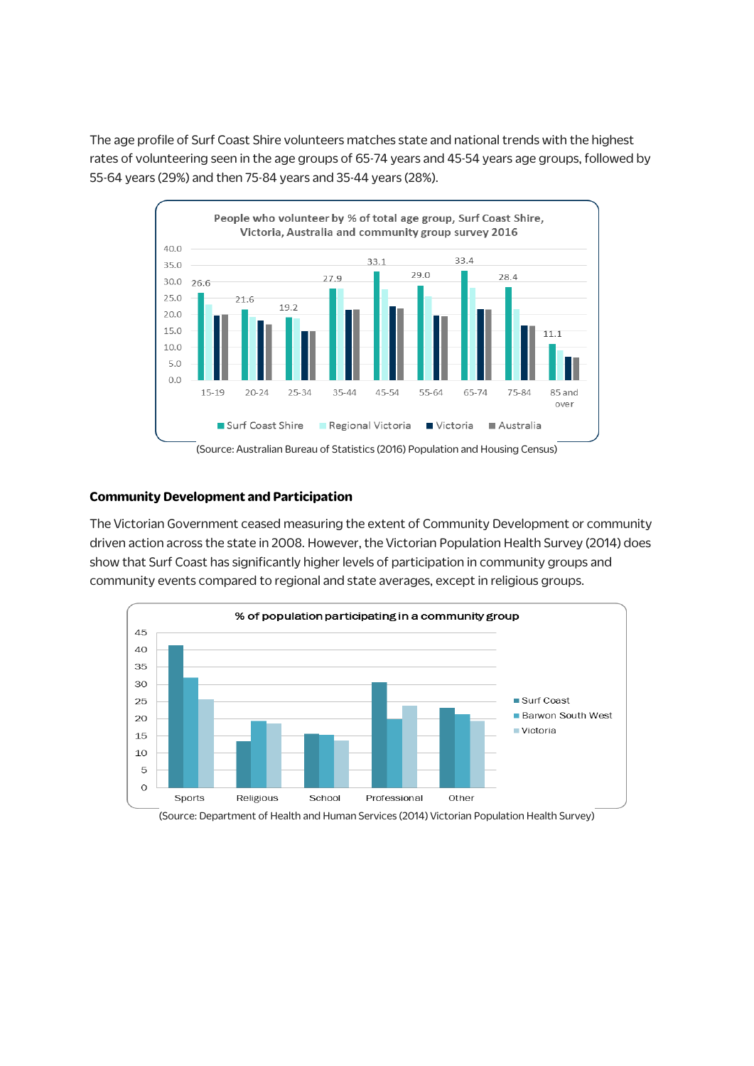The age profile of Surf Coast Shire volunteers matches state and national trends with the highest rates of volunteering seen in the age groups of 65-74 years and 45-54 years age groups, followed by 55-64 years (29%) and then 75-84 years and 35-44 years (28%).

**People who volunteer by % of total age group, Surf Coast Shire, Victoria, Australia and community group survey 2016**

| Age group | Surf Coast Shire |
|---|---|
| 15-19 | 26.6 |
| 20-24 | 21.6 |
| 25-34 | 19.2 |
| 35-44 | 27.9 |
| 45-54 | 33.1 |
| 55-64 | 29.0 |
| 65-74 | 33.4 |
| 75-84 | 28.4 |
| 85 and over | 11.1 |

Surf Coast Shire, Regional Victoria, Victoria, Australia

(Source: Australian Bureau of Statistics (2016) Population and Housing Census)

## Community Development and Participation

The Victorian Government ceased measuring the extent of Community Development or community driven action across the state in 2008. However, the Victorian Population Health Survey (2014) does show that Surf Coast has significantly higher levels of participation in community groups and community events compared to regional and state averages, except in religious groups.

**% of population participating in a community group**

Sports, Religious, School, Professional, Other

Surf Coast, Barwon South West, Victoria

(Source: Department of Health and Human Services (2014) Victorian Population Health Survey)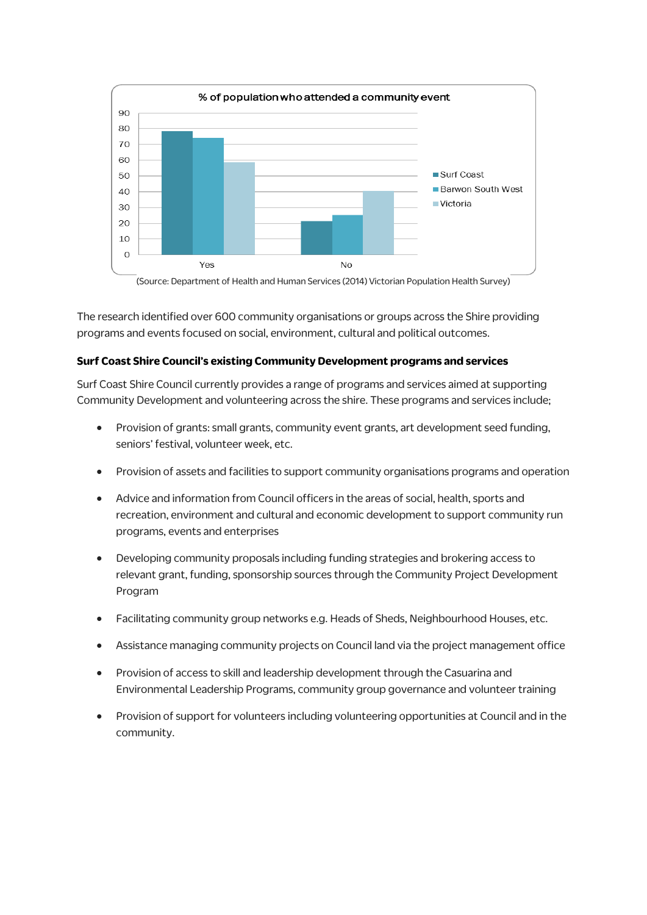**% of population who attended a community event**

(Source: Department of Health and Human Services (2014) Victorian Population Health Survey)

The research identified over 600 community organisations or groups across the Shire providing programs and events focused on social, environment, cultural and political outcomes.

**Surf Coast Shire Council's existing Community Development programs and services**

Surf Coast Shire Council currently provides a range of programs and services aimed at supporting Community Development and volunteering across the shire. These programs and services include;

- Provision of grants: small grants, community event grants, art development seed funding, seniors' festival, volunteer week, etc.
- Provision of assets and facilities to support community organisations programs and operation
- Advice and information from Council officers in the areas of social, health, sports and recreation, environment and cultural and economic development to support community run programs, events and enterprises
- Developing community proposals including funding strategies and brokering access to relevant grant, funding, sponsorship sources through the Community Project Development Program
- Facilitating community group networks e.g. Heads of Sheds, Neighbourhood Houses, etc.
- Assistance managing community projects on Council land via the project management office
- Provision of access to skill and leadership development through the Casuarina and Environmental Leadership Programs, community group governance and volunteer training
- Provision of support for volunteers including volunteering opportunities at Council and in the community.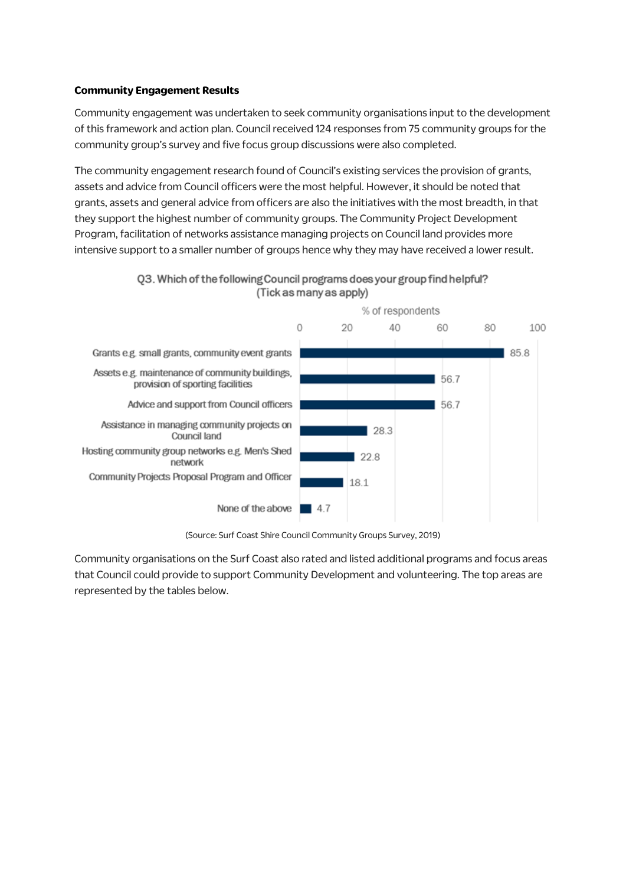**Community Engagement Results**

Community engagement was undertaken to seek community organisations input to the development of this framework and action plan. Council received 124 responses from 75 community groups for the community group's survey and five focus group discussions were also completed.

The community engagement research found of Council's existing services the provision of grants, assets and advice from Council officers were the most helpful. However, it should be noted that grants, assets and general advice from officers are also the initiatives with the most breadth, in that they support the highest number of community groups. The Community Project Development Program, facilitation of networks assistance managing projects on Council land provides more intensive support to a smaller number of groups hence why they may have received a lower result.

Q3. Which of the following Council programs does your group find helpful? (Tick as many as apply)

| Program | % of respondents |
|---|---|
| Grants e.g. small grants, community event grants | 85.8 |
| Assets e.g. maintenance of community buildings, provision of sporting facilities | 56.7 |
| Advice and support from Council officers | 56.7 |
| Assistance in managing community projects on Council land | 28.3 |
| Hosting community group networks e.g. Men's Shed network | 22.8 |
| Community Projects Proposal Program and Officer | 18.1 |
| None of the above | 4.7 |

(Source: Surf Coast Shire Council Community Groups Survey, 2019)

Community organisations on the Surf Coast also rated and listed additional programs and focus areas that Council could provide to support Community Development and volunteering. The top areas are represented by the tables below.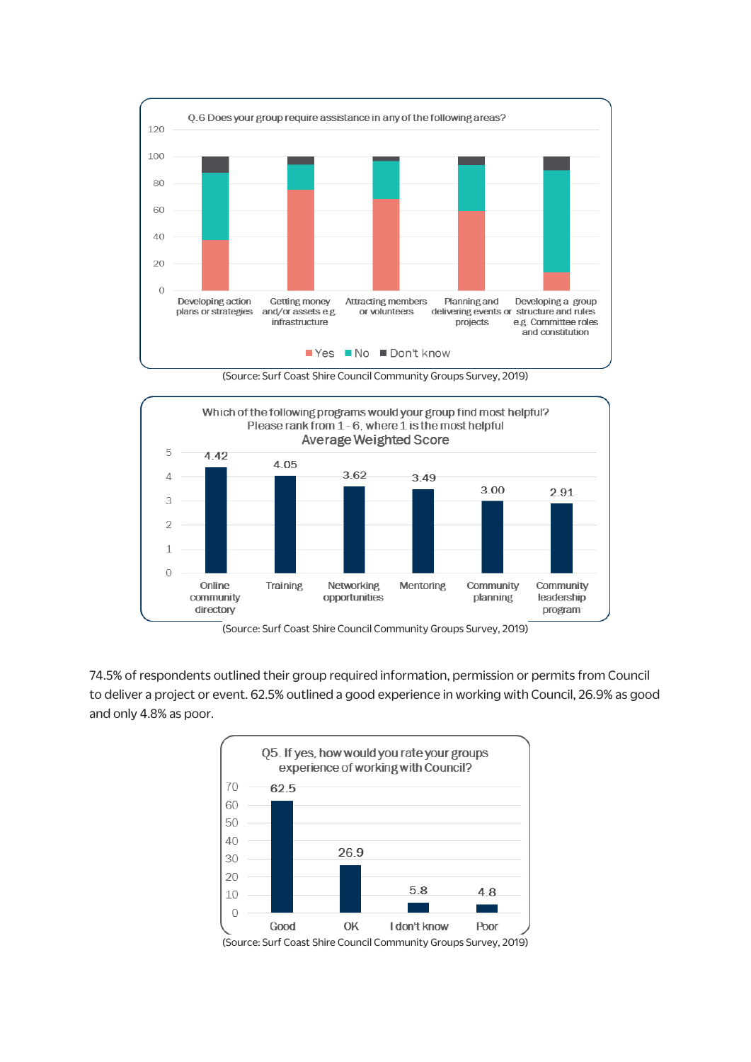**Q.6 Does your group require assistance in any of the following areas?**

| Area | Yes | No | Don't know |
|---|---|---|---|
| Developing action plans or strategies | 38 | 50 | 12 |
| Getting money and/or assets e.g. infrastructure | 75 | 19 | 6 |
| Attracting members or volunteers | 68 | 29 | 3 |
| Planning and delivering events or projects | 59 | 35 | 6 |
| Developing a group structure and rules e.g. Committee roles and constitution | 14 | 76 | 10 |

(Source: Surf Coast Shire Council Community Groups Survey, 2019)

**Which of the following programs would your group find most helpful? Please rank from 1 - 6, where 1 is the most helpful**

**Average Weighted Score**

| Program | Score |
|---|---|
| Online community directory | 4.42 |
| Training | 4.05 |
| Networking opportunities | 3.62 |
| Mentoring | 3.49 |
| Community planning | 3.00 |
| Community leadership program | 2.91 |

(Source: Surf Coast Shire Council Community Groups Survey, 2019)

74.5% of respondents outlined their group required information, permission or permits from Council to deliver a project or event. 62.5% outlined a good experience in working with Council, 26.9% as good and only 4.8% as poor.

**Q5. If yes, how would you rate your groups experience of working with Council?**

| Rating | % |
|---|---|
| Good | 62.5 |
| OK | 26.9 |
| I don't know | 5.8 |
| Poor | 4.8 |

(Source: Surf Coast Shire Council Community Groups Survey, 2019)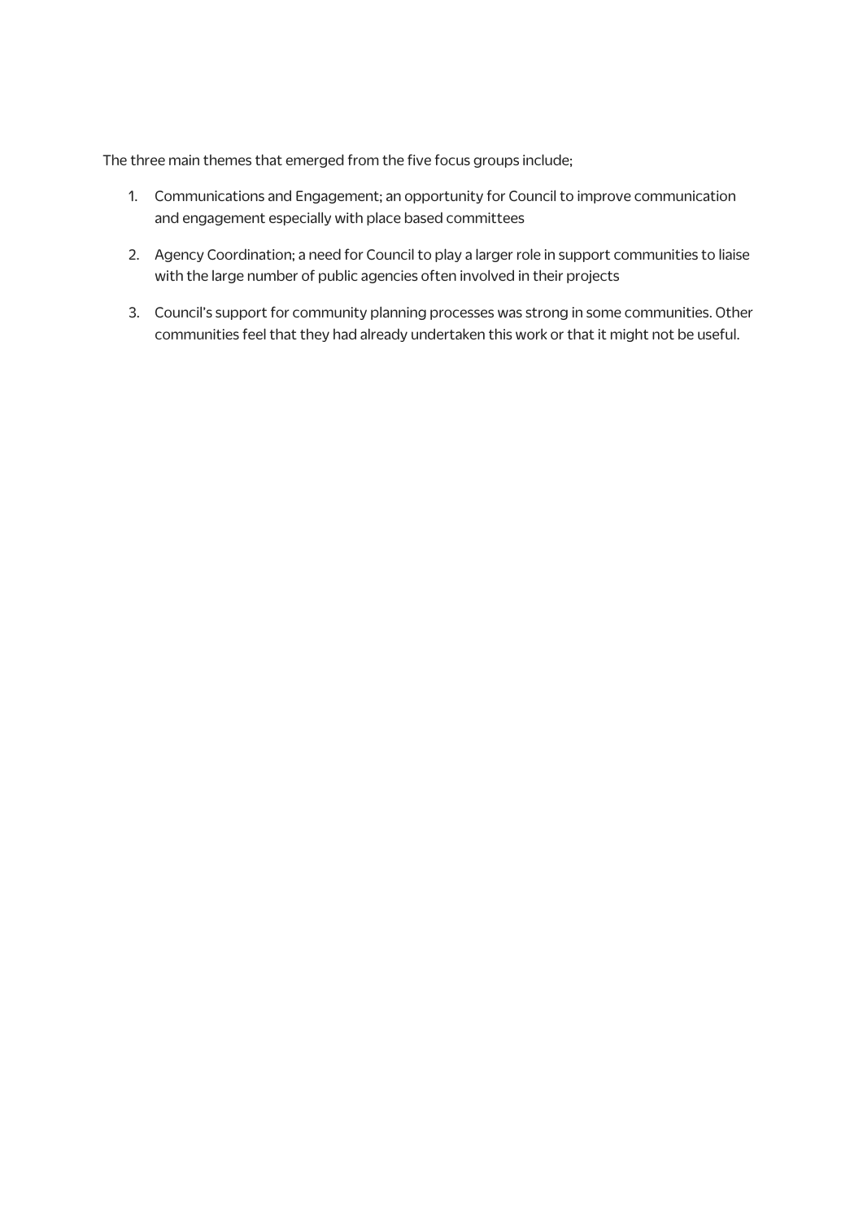The three main themes that emerged from the five focus groups include;

1. Communications and Engagement; an opportunity for Council to improve communication and engagement especially with place based committees
2. Agency Coordination; a need for Council to play a larger role in support communities to liaise with the large number of public agencies often involved in their projects
3. Council's support for community planning processes was strong in some communities. Other communities feel that they had already undertaken this work or that it might not be useful.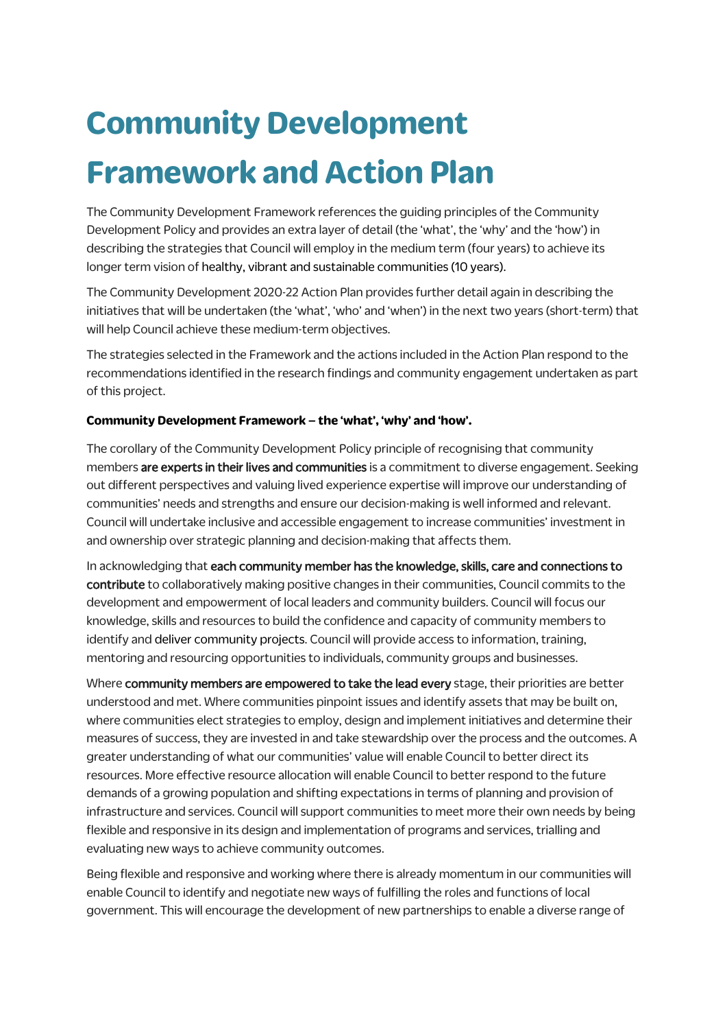# Community Development Framework and Action Plan

The Community Development Framework references the guiding principles of the Community Development Policy and provides an extra layer of detail (the 'what', the 'why' and the 'how') in describing the strategies that Council will employ in the medium term (four years) to achieve its longer term vision of healthy, vibrant and sustainable communities (10 years).

The Community Development 2020-22 Action Plan provides further detail again in describing the initiatives that will be undertaken (the 'what', 'who' and 'when') in the next two years (short-term) that will help Council achieve these medium-term objectives.

The strategies selected in the Framework and the actions included in the Action Plan respond to the recommendations identified in the research findings and community engagement undertaken as part of this project.

**Community Development Framework – the 'what', 'why' and 'how'.**

The corollary of the Community Development Policy principle of recognising that community members **are experts in their lives and communities** is a commitment to diverse engagement. Seeking out different perspectives and valuing lived experience expertise will improve our understanding of communities' needs and strengths and ensure our decision-making is well informed and relevant. Council will undertake inclusive and accessible engagement to increase communities' investment in and ownership over strategic planning and decision-making that affects them.

In acknowledging that **each community member has the knowledge, skills, care and connections to contribute** to collaboratively making positive changes in their communities, Council commits to the development and empowerment of local leaders and community builders. Council will focus our knowledge, skills and resources to build the confidence and capacity of community members to identify and deliver community projects. Council will provide access to information, training, mentoring and resourcing opportunities to individuals, community groups and businesses.

Where **community members are empowered to take the lead every** stage, their priorities are better understood and met. Where communities pinpoint issues and identify assets that may be built on, where communities elect strategies to employ, design and implement initiatives and determine their measures of success, they are invested in and take stewardship over the process and the outcomes. A greater understanding of what our communities' value will enable Council to better direct its resources. More effective resource allocation will enable Council to better respond to the future demands of a growing population and shifting expectations in terms of planning and provision of infrastructure and services. Council will support communities to meet more their own needs by being flexible and responsive in its design and implementation of programs and services, trialling and evaluating new ways to achieve community outcomes.

Being flexible and responsive and working where there is already momentum in our communities will enable Council to identify and negotiate new ways of fulfilling the roles and functions of local government. This will encourage the development of new partnerships to enable a diverse range of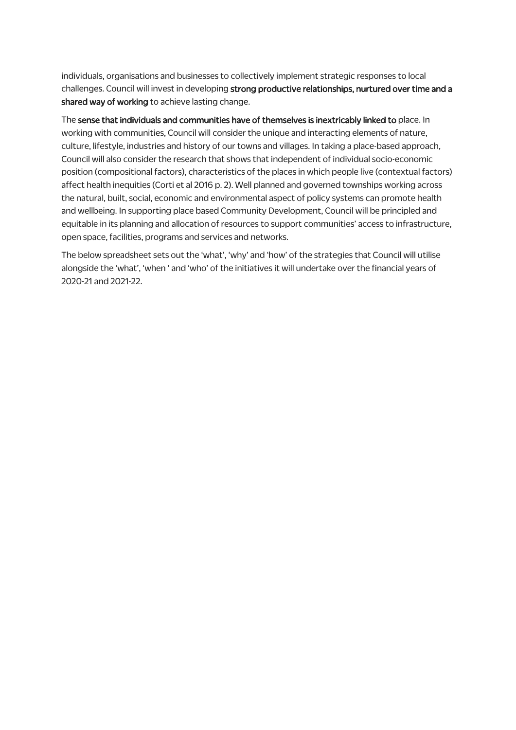individuals, organisations and businesses to collectively implement strategic responses to local challenges. Council will invest in developing **strong productive relationships, nurtured over time and a shared way of working** to achieve lasting change.

The **sense that individuals and communities have of themselves is inextricably linked to** place. In working with communities, Council will consider the unique and interacting elements of nature, culture, lifestyle, industries and history of our towns and villages. In taking a place-based approach, Council will also consider the research that shows that independent of individual socio-economic position (compositional factors), characteristics of the places in which people live (contextual factors) affect health inequities (Corti et al 2016 p. 2). Well planned and governed townships working across the natural, built, social, economic and environmental aspect of policy systems can promote health and wellbeing. In supporting place based Community Development, Council will be principled and equitable in its planning and allocation of resources to support communities' access to infrastructure, open space, facilities, programs and services and networks.

The below spreadsheet sets out the 'what', 'why' and 'how' of the strategies that Council will utilise alongside the 'what', 'when ' and 'who' of the initiatives it will undertake over the financial years of 2020-21 and 2021-22.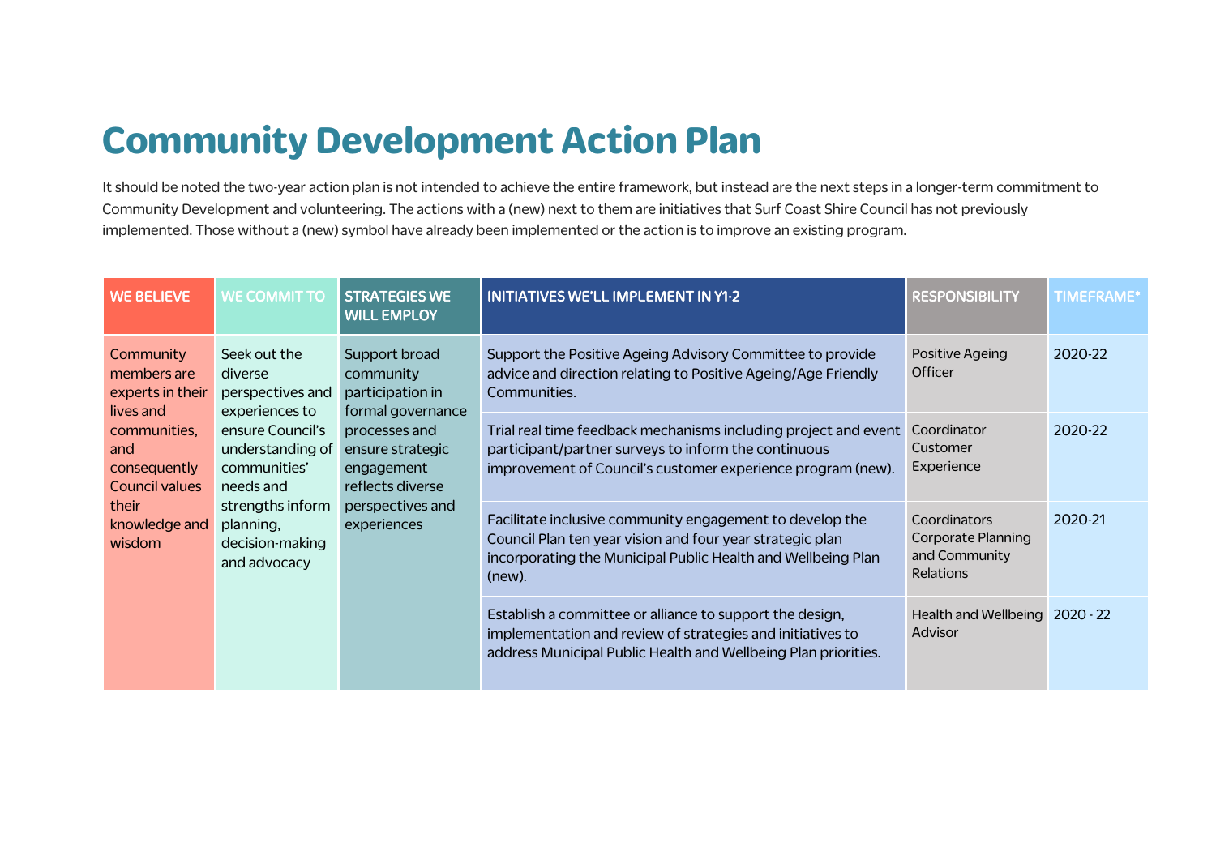# Community Development Action Plan

It should be noted the two-year action plan is not intended to achieve the entire framework, but instead are the next steps in a longer-term commitment to Community Development and volunteering. The actions with a (new) next to them are initiatives that Surf Coast Shire Council has not previously implemented. Those without a (new) symbol have already been implemented or the action is to improve an existing program.

| WE BELIEVE | WE COMMIT TO | STRATEGIES WE WILL EMPLOY | INITIATIVES WE'LL IMPLEMENT IN Y1-2 | RESPONSIBILITY | TIMEFRAME* |
|---|---|---|---|---|---|
| Community members are experts in their lives and communities, and consequently Council values their knowledge and wisdom | Seek out the diverse perspectives and experiences to ensure Council's understanding of communities' needs and strengths inform planning, decision-making and advocacy | Support broad community participation in formal governance processes and ensure strategic engagement reflects diverse perspectives and experiences | Support the Positive Ageing Advisory Committee to provide advice and direction relating to Positive Ageing/Age Friendly Communities. | Positive Ageing Officer | 2020-22 |
| | | | Trial real time feedback mechanisms including project and event participant/partner surveys to inform the continuous improvement of Council's customer experience program (new). | Coordinator Customer Experience | 2020-22 |
| | | | Facilitate inclusive community engagement to develop the Council Plan ten year vision and four year strategic plan incorporating the Municipal Public Health and Wellbeing Plan (new). | Coordinators Corporate Planning and Community Relations | 2020-21 |
| | | | Establish a committee or alliance to support the design, implementation and review of strategies and initiatives to address Municipal Public Health and Wellbeing Plan priorities. | Health and Wellbeing Advisor | 2020 - 22 |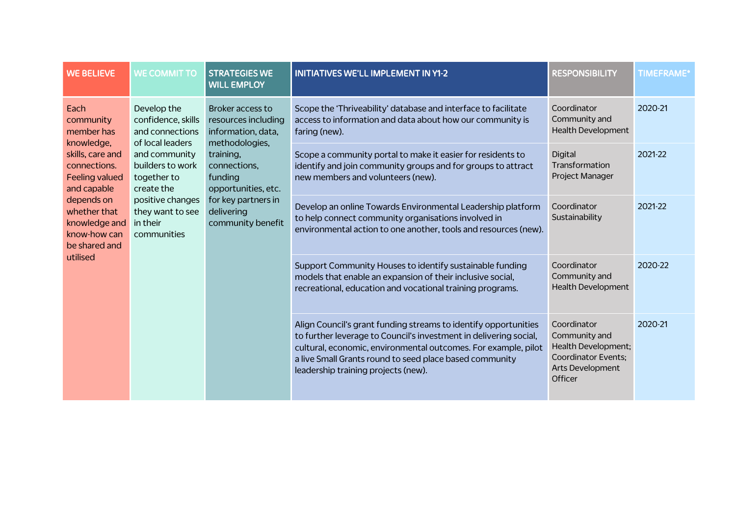| WE BELIEVE | WE COMMIT TO | STRATEGIES WE WILL EMPLOY | INITIATIVES WE'LL IMPLEMENT IN Y1-2 | RESPONSIBILITY | TIMEFRAME* |
|---|---|---|---|---|---|
| Each community member has knowledge, skills, care and connections. Feeling valued and capable depends on whether that knowledge and know-how can be shared and utilised | Develop the confidence, skills and connections of local leaders and community builders to work together to create the positive changes they want to see in their communities | Broker access to resources including information, data, methodologies, training, connections, funding opportunities, etc. for key partners in delivering community benefit | Scope the 'Thriveability' database and interface to facilitate access to information and data about how our community is faring (new). | Coordinator Community and Health Development | 2020-21 |
| | | | Scope a community portal to make it easier for residents to identify and join community groups and for groups to attract new members and volunteers (new). | Digital Transformation Project Manager | 2021-22 |
| | | | Develop an online Towards Environmental Leadership platform to help connect community organisations involved in environmental action to one another, tools and resources (new). | Coordinator Sustainability | 2021-22 |
| | | | Support Community Houses to identify sustainable funding models that enable an expansion of their inclusive social, recreational, education and vocational training programs. | Coordinator Community and Health Development | 2020-22 |
| | | | Align Council's grant funding streams to identify opportunities to further leverage to Council's investment in delivering social, cultural, economic, environmental outcomes. For example, pilot a live Small Grants round to seed place based community leadership training projects (new). | Coordinator Community and Health Development; Coordinator Events; Arts Development Officer | 2020-21 |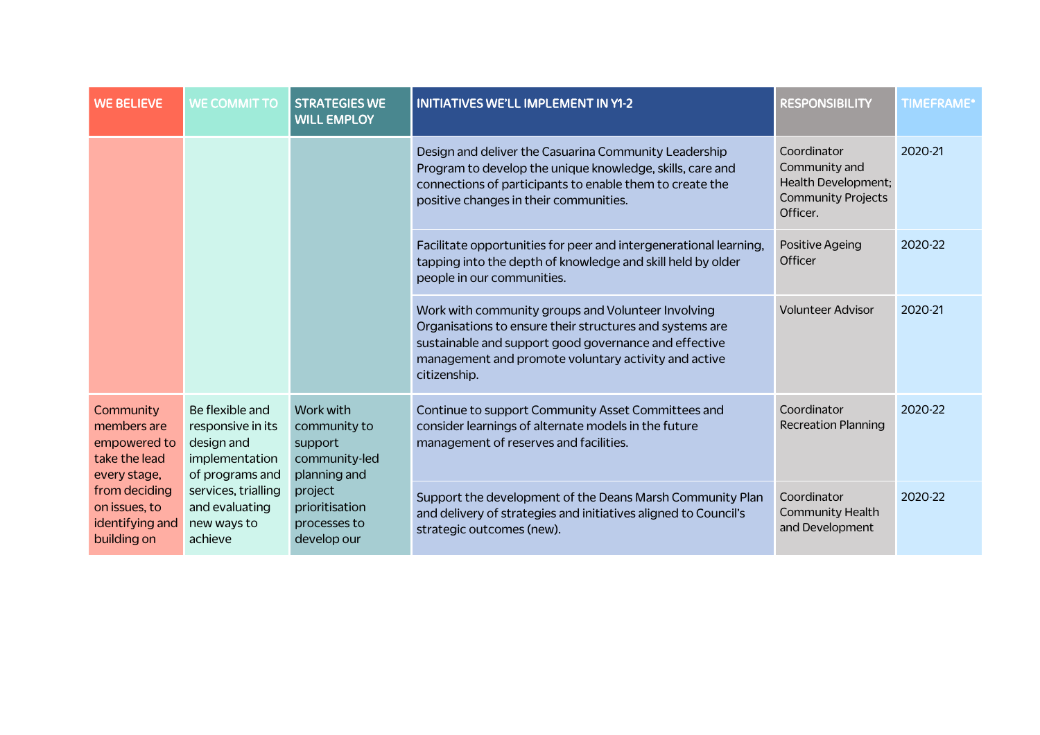| WE BELIEVE | WE COMMIT TO | STRATEGIES WE WILL EMPLOY | INITIATIVES WE'LL IMPLEMENT IN Y1-2 | RESPONSIBILITY | TIMEFRAME* |
|---|---|---|---|---|---|
| | | | Design and deliver the Casuarina Community Leadership Program to develop the unique knowledge, skills, care and connections of participants to enable them to create the positive changes in their communities. | Coordinator Community and Health Development; Community Projects Officer. | 2020-21 |
| | | | Facilitate opportunities for peer and intergenerational learning, tapping into the depth of knowledge and skill held by older people in our communities. | Positive Ageing Officer | 2020-22 |
| | | | Work with community groups and Volunteer Involving Organisations to ensure their structures and systems are sustainable and support good governance and effective management and promote voluntary activity and active citizenship. | Volunteer Advisor | 2020-21 |
| Community members are empowered to take the lead every stage, from deciding on issues, to identifying and building on | Be flexible and responsive in its design and implementation of programs and services, trialling and evaluating new ways to achieve | Work with community to support community-led planning and project prioritisation processes to develop our | Continue to support Community Asset Committees and consider learnings of alternate models in the future management of reserves and facilities. | Coordinator Recreation Planning | 2020-22 |
| | | | Support the development of the Deans Marsh Community Plan and delivery of strategies and initiatives aligned to Council's strategic outcomes (new). | Coordinator Community Health and Development | 2020-22 |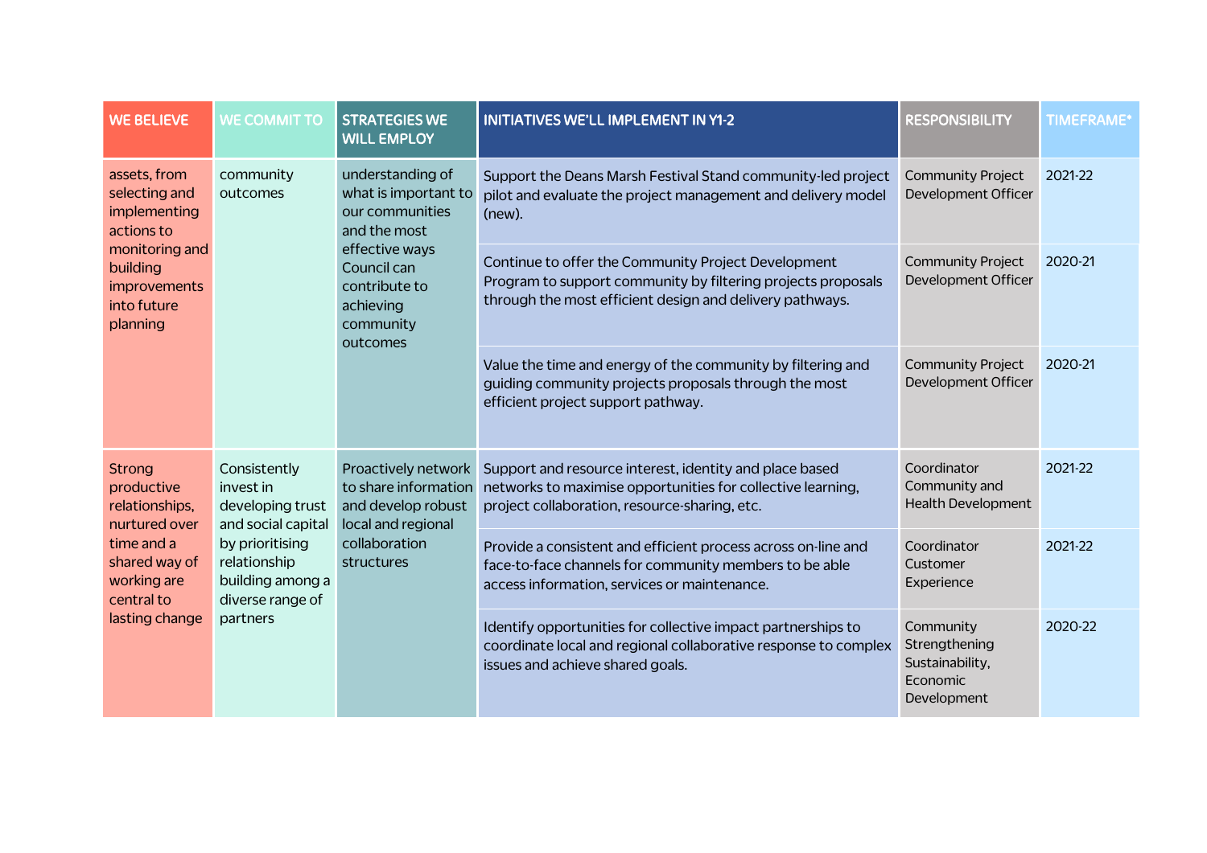| WE BELIEVE | WE COMMIT TO | STRATEGIES WE WILL EMPLOY | INITIATIVES WE'LL IMPLEMENT IN Y1-2 | RESPONSIBILITY | TIMEFRAME* |
|---|---|---|---|---|---|
| assets, from selecting and implementing actions to monitoring and building improvements into future planning | community outcomes | understanding of what is important to our communities and the most effective ways Council can contribute to achieving community outcomes | Support the Deans Marsh Festival Stand community-led project pilot and evaluate the project management and delivery model (new). | Community Project Development Officer | 2021-22 |
| | | | Continue to offer the Community Project Development Program to support community by filtering projects proposals through the most efficient design and delivery pathways. | Community Project Development Officer | 2020-21 |
| | | | Value the time and energy of the community by filtering and guiding community projects proposals through the most efficient project support pathway. | Community Project Development Officer | 2020-21 |
| Strong productive relationships, nurtured over time and a shared way of working are central to lasting change | Consistently invest in developing trust and social capital by prioritising relationship building among a diverse range of partners | Proactively network to share information and develop robust local and regional collaboration structures | Support and resource interest, identity and place based networks to maximise opportunities for collective learning, project collaboration, resource-sharing, etc. | Coordinator Community and Health Development | 2021-22 |
| | | | Provide a consistent and efficient process across on-line and face-to-face channels for community members to be able access information, services or maintenance. | Coordinator Customer Experience | 2021-22 |
| | | | Identify opportunities for collective impact partnerships to coordinate local and regional collaborative response to complex issues and achieve shared goals. | Community Strengthening Sustainability, Economic Development | 2020-22 |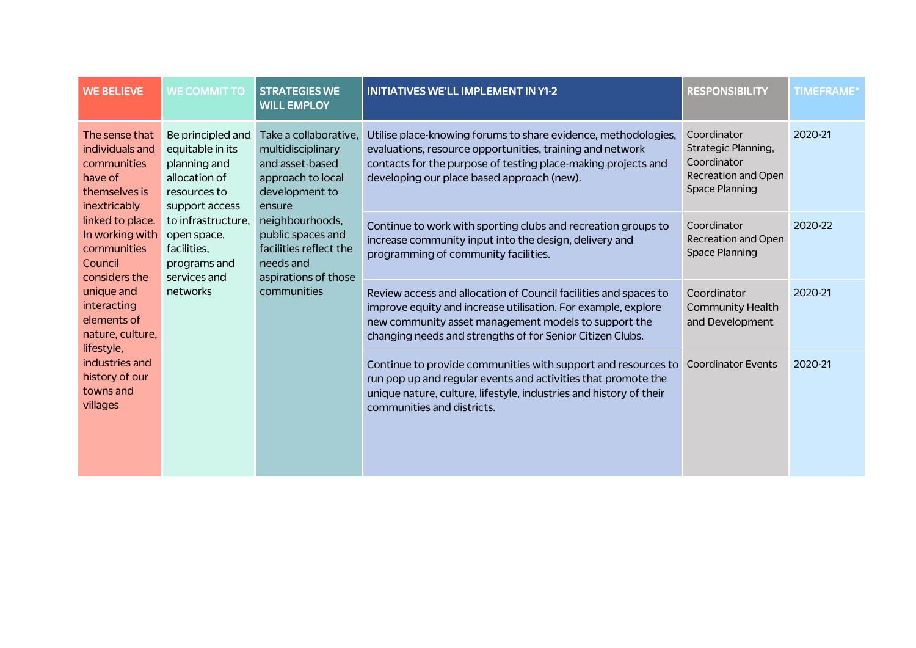| WE BELIEVE | WE COMMIT TO | STRATEGIES WE WILL EMPLOY | INITIATIVES WE'LL IMPLEMENT IN Y1-2 | RESPONSIBILITY | TIMEFRAME* |
|---|---|---|---|---|---|
| The sense that individuals and communities have of themselves is inextricably linked to place. In working with communities Council considers the unique and interacting elements of nature, culture, lifestyle, industries and history of our towns and villages | Be principled and equitable in its planning and allocation of resources to support access to infrastructure, open space, facilities, programs and services and networks | Take a collaborative, multidisciplinary and asset-based approach to local development to ensure neighbourhoods, public spaces and facilities reflect the needs and aspirations of those communities | Utilise place-knowing forums to share evidence, methodologies, evaluations, resource opportunities, training and network contacts for the purpose of testing place-making projects and developing our place based approach (new). | Coordinator Strategic Planning, Coordinator Recreation and Open Space Planning | 2020-21 |
| | | | Continue to work with sporting clubs and recreation groups to increase community input into the design, delivery and programming of community facilities. | Coordinator Recreation and Open Space Planning | 2020-22 |
| | | | Review access and allocation of Council facilities and spaces to improve equity and increase utilisation. For example, explore new community asset management models to support the changing needs and strengths of for Senior Citizen Clubs. | Coordinator Community Health and Development | 2020-21 |
| | | | Continue to provide communities with support and resources to run pop up and regular events and activities that promote the unique nature, culture, lifestyle, industries and history of their communities and districts. | Coordinator Events | 2020-21 |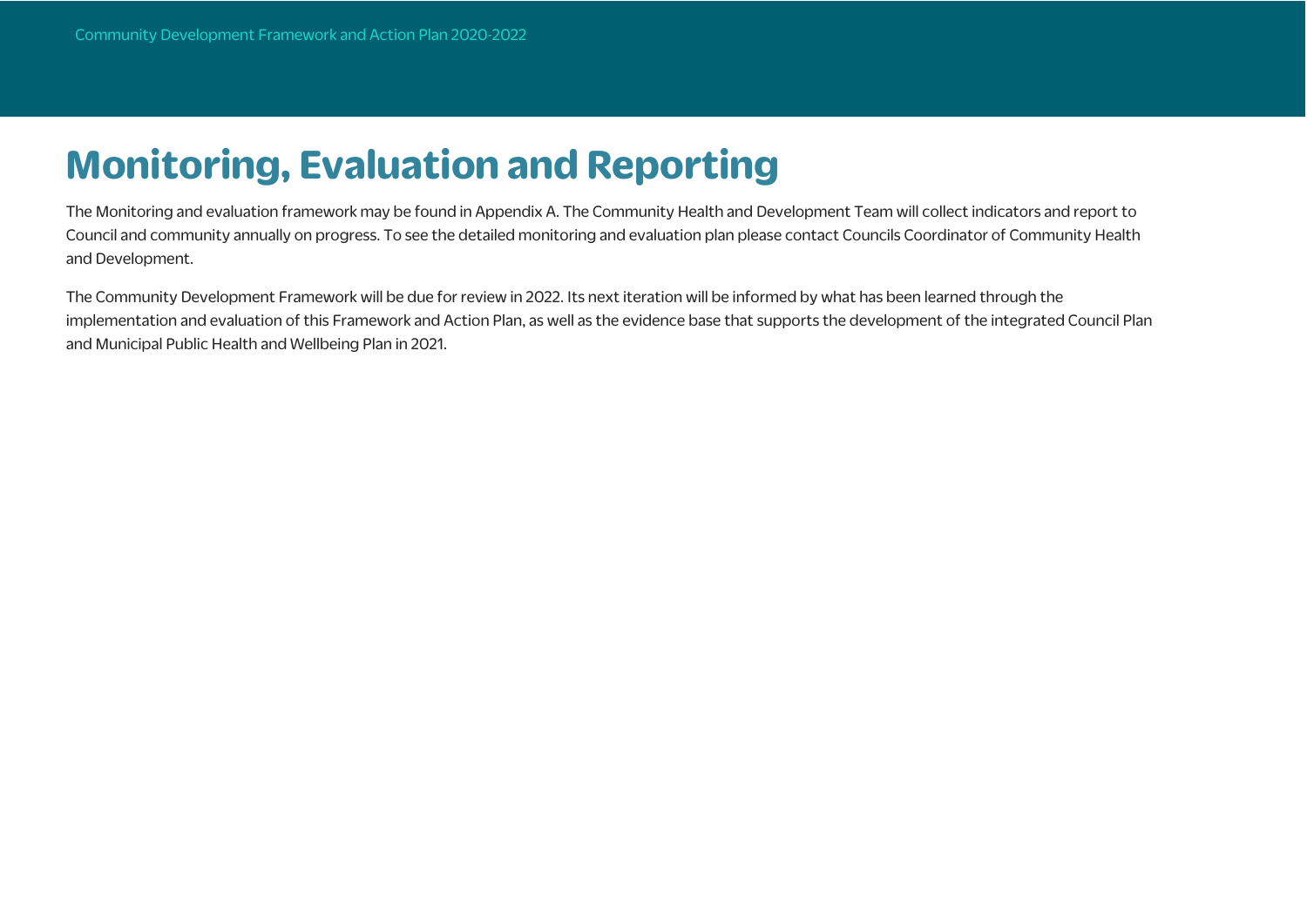# Monitoring, Evaluation and Reporting

The Monitoring and evaluation framework may be found in Appendix A. The Community Health and Development Team will collect indicators and report to Council and community annually on progress. To see the detailed monitoring and evaluation plan please contact Councils Coordinator of Community Health and Development.

The Community Development Framework will be due for review in 2022. Its next iteration will be informed by what has been learned through the implementation and evaluation of this Framework and Action Plan, as well as the evidence base that supports the development of the integrated Council Plan and Municipal Public Health and Wellbeing Plan in 2021.